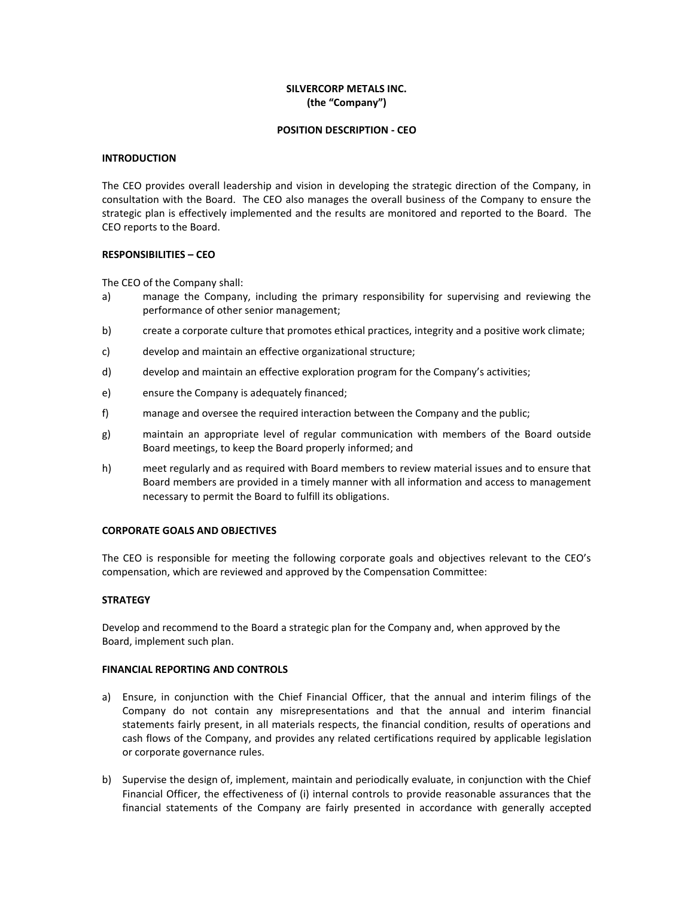**SILVERCORP METALS INC.**
**(the "Company")**

**POSITION DESCRIPTION - CEO**

## INTRODUCTION

The CEO provides overall leadership and vision in developing the strategic direction of the Company, in consultation with the Board. The CEO also manages the overall business of the Company to ensure the strategic plan is effectively implemented and the results are monitored and reported to the Board. The CEO reports to the Board.

## RESPONSIBILITIES – CEO

The CEO of the Company shall:

a) manage the Company, including the primary responsibility for supervising and reviewing the performance of other senior management;

b) create a corporate culture that promotes ethical practices, integrity and a positive work climate;

c) develop and maintain an effective organizational structure;

d) develop and maintain an effective exploration program for the Company's activities;

e) ensure the Company is adequately financed;

f) manage and oversee the required interaction between the Company and the public;

g) maintain an appropriate level of regular communication with members of the Board outside Board meetings, to keep the Board properly informed; and

h) meet regularly and as required with Board members to review material issues and to ensure that Board members are provided in a timely manner with all information and access to management necessary to permit the Board to fulfill its obligations.

## CORPORATE GOALS AND OBJECTIVES

The CEO is responsible for meeting the following corporate goals and objectives relevant to the CEO's compensation, which are reviewed and approved by the Compensation Committee:

## STRATEGY

Develop and recommend to the Board a strategic plan for the Company and, when approved by the Board, implement such plan.

## FINANCIAL REPORTING AND CONTROLS

a) Ensure, in conjunction with the Chief Financial Officer, that the annual and interim filings of the Company do not contain any misrepresentations and that the annual and interim financial statements fairly present, in all materials respects, the financial condition, results of operations and cash flows of the Company, and provides any related certifications required by applicable legislation or corporate governance rules.

b) Supervise the design of, implement, maintain and periodically evaluate, in conjunction with the Chief Financial Officer, the effectiveness of (i) internal controls to provide reasonable assurances that the financial statements of the Company are fairly presented in accordance with generally accepted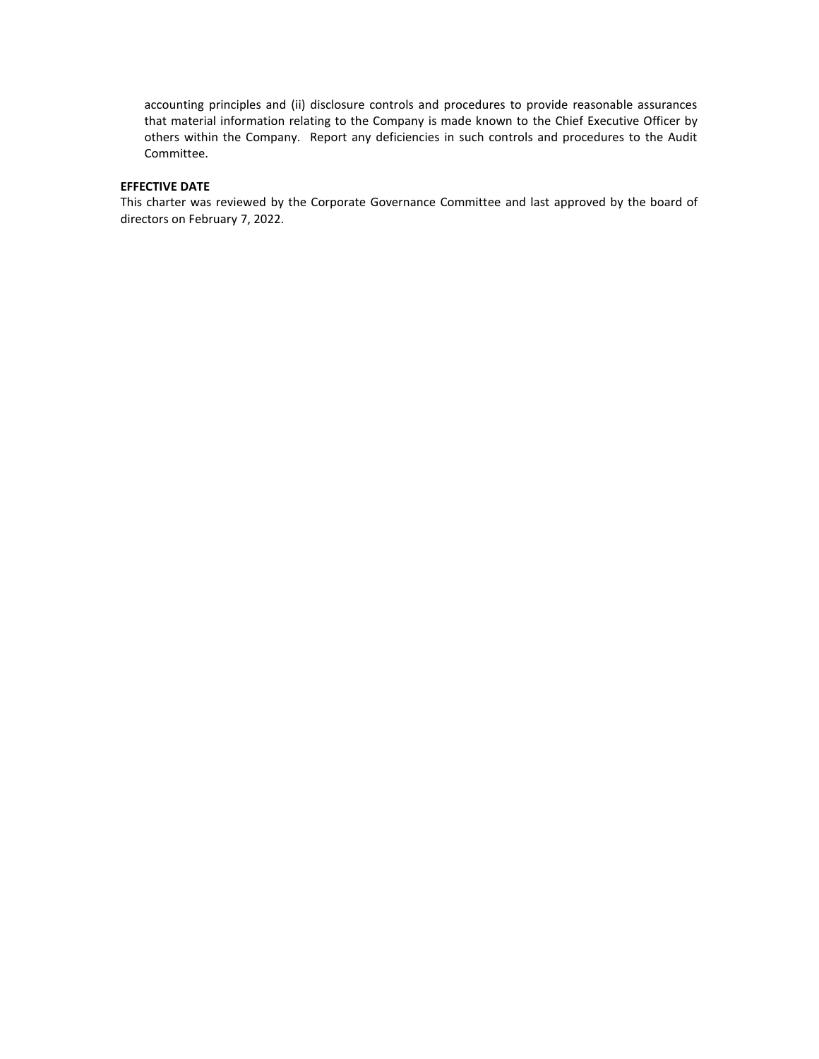accounting principles and (ii) disclosure controls and procedures to provide reasonable assurances that material information relating to the Company is made known to the Chief Executive Officer by others within the Company. Report any deficiencies in such controls and procedures to the Audit Committee.

**EFFECTIVE DATE**

This charter was reviewed by the Corporate Governance Committee and last approved by the board of directors on February 7, 2022.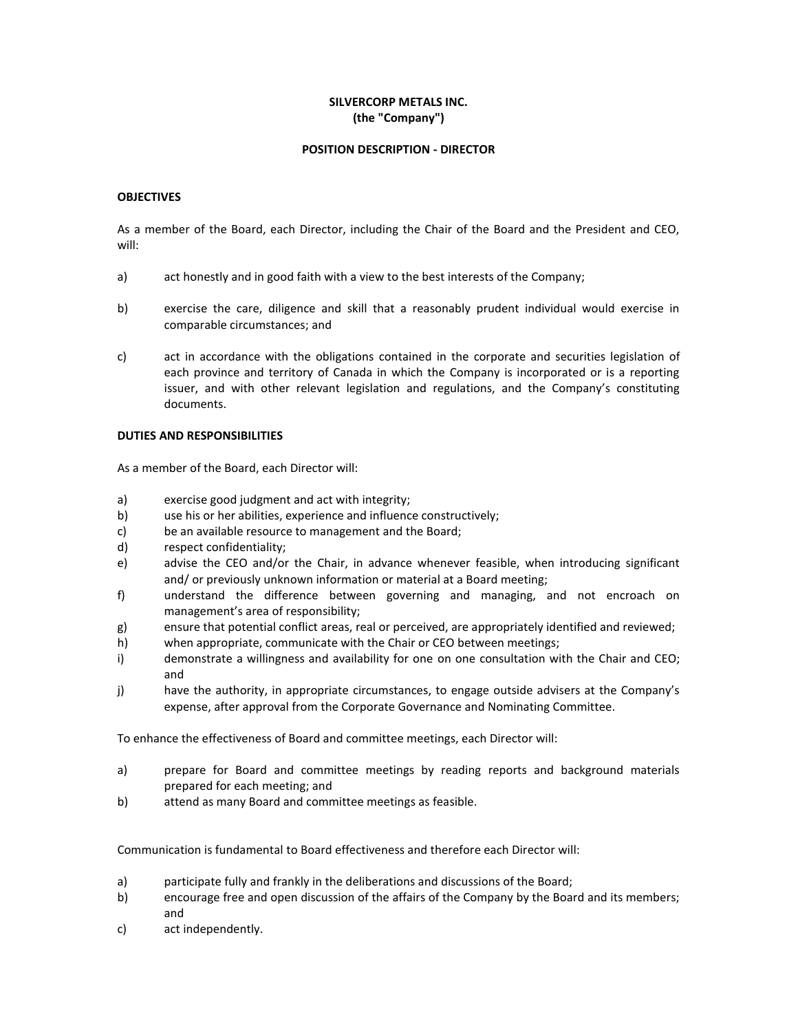**SILVERCORP METALS INC.**
**(the "Company")**

**POSITION DESCRIPTION - DIRECTOR**

**OBJECTIVES**

As a member of the Board, each Director, including the Chair of the Board and the President and CEO, will:

a) act honestly and in good faith with a view to the best interests of the Company;

b) exercise the care, diligence and skill that a reasonably prudent individual would exercise in comparable circumstances; and

c) act in accordance with the obligations contained in the corporate and securities legislation of each province and territory of Canada in which the Company is incorporated or is a reporting issuer, and with other relevant legislation and regulations, and the Company's constituting documents.

**DUTIES AND RESPONSIBILITIES**

As a member of the Board, each Director will:

a) exercise good judgment and act with integrity;
b) use his or her abilities, experience and influence constructively;
c) be an available resource to management and the Board;
d) respect confidentiality;
e) advise the CEO and/or the Chair, in advance whenever feasible, when introducing significant and/ or previously unknown information or material at a Board meeting;
f) understand the difference between governing and managing, and not encroach on management's area of responsibility;
g) ensure that potential conflict areas, real or perceived, are appropriately identified and reviewed;
h) when appropriate, communicate with the Chair or CEO between meetings;
i) demonstrate a willingness and availability for one on one consultation with the Chair and CEO; and
j) have the authority, in appropriate circumstances, to engage outside advisers at the Company's expense, after approval from the Corporate Governance and Nominating Committee.

To enhance the effectiveness of Board and committee meetings, each Director will:

a) prepare for Board and committee meetings by reading reports and background materials prepared for each meeting; and
b) attend as many Board and committee meetings as feasible.

Communication is fundamental to Board effectiveness and therefore each Director will:

a) participate fully and frankly in the deliberations and discussions of the Board;
b) encourage free and open discussion of the affairs of the Company by the Board and its members; and
c) act independently.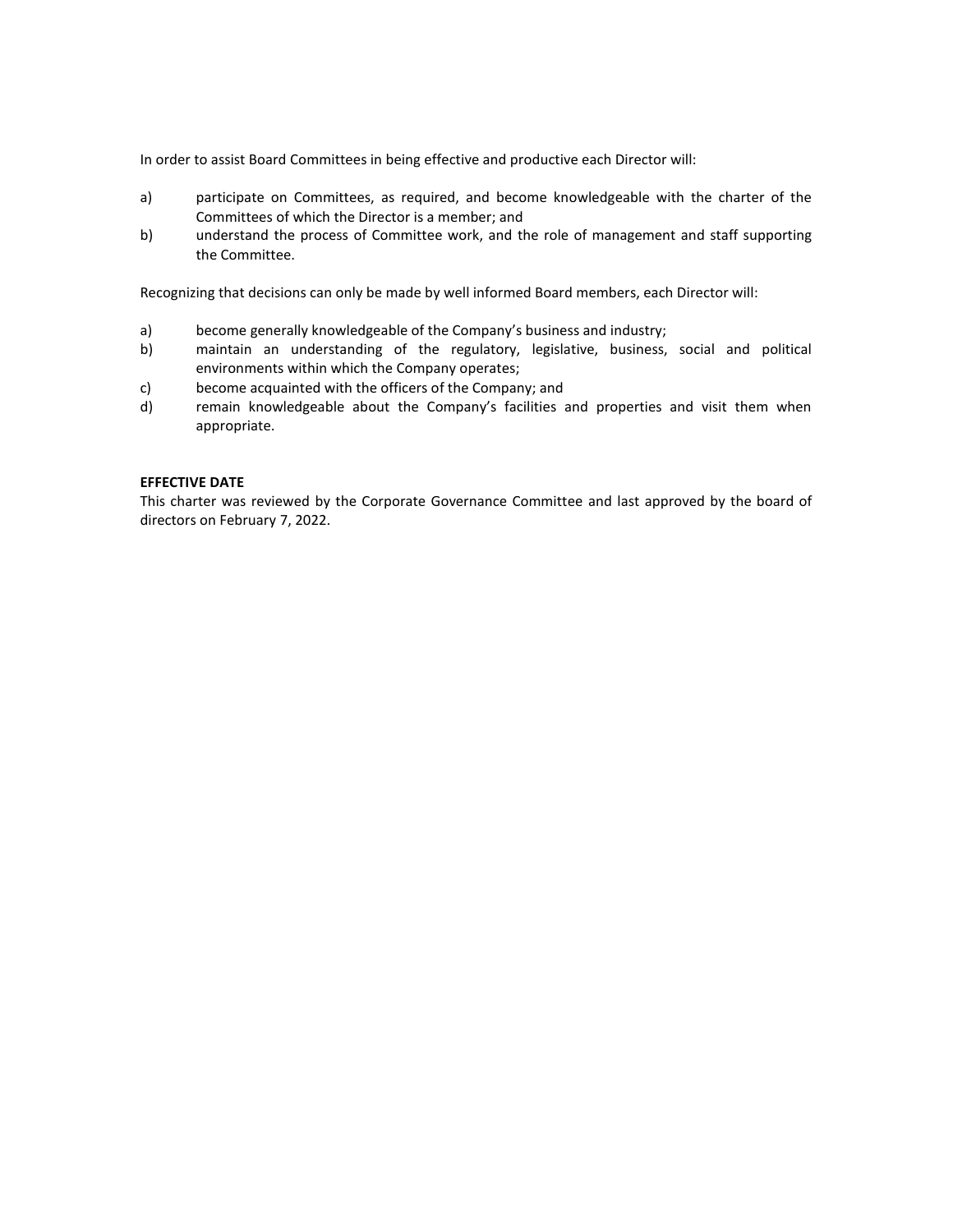In order to assist Board Committees in being effective and productive each Director will:

a) participate on Committees, as required, and become knowledgeable with the charter of the Committees of which the Director is a member; and
b) understand the process of Committee work, and the role of management and staff supporting the Committee.

Recognizing that decisions can only be made by well informed Board members, each Director will:

a) become generally knowledgeable of the Company's business and industry;
b) maintain an understanding of the regulatory, legislative, business, social and political environments within which the Company operates;
c) become acquainted with the officers of the Company; and
d) remain knowledgeable about the Company's facilities and properties and visit them when appropriate.

**EFFECTIVE DATE**

This charter was reviewed by the Corporate Governance Committee and last approved by the board of directors on February 7, 2022.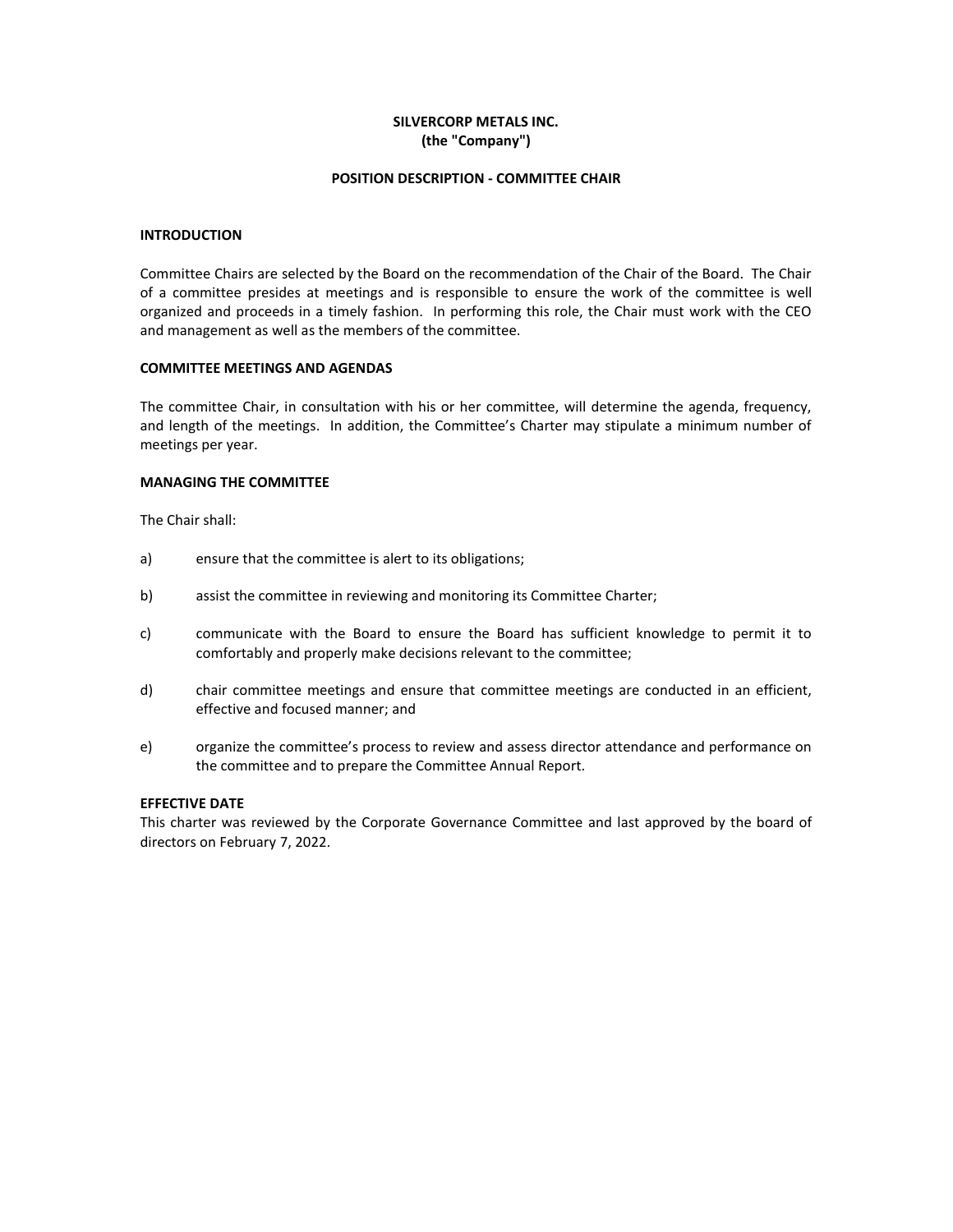**SILVERCORP METALS INC.**
**(the "Company")**

**POSITION DESCRIPTION - COMMITTEE CHAIR**

**INTRODUCTION**

Committee Chairs are selected by the Board on the recommendation of the Chair of the Board. The Chair of a committee presides at meetings and is responsible to ensure the work of the committee is well organized and proceeds in a timely fashion. In performing this role, the Chair must work with the CEO and management as well as the members of the committee.

**COMMITTEE MEETINGS AND AGENDAS**

The committee Chair, in consultation with his or her committee, will determine the agenda, frequency, and length of the meetings. In addition, the Committee's Charter may stipulate a minimum number of meetings per year.

**MANAGING THE COMMITTEE**

The Chair shall:

a) ensure that the committee is alert to its obligations;

b) assist the committee in reviewing and monitoring its Committee Charter;

c) communicate with the Board to ensure the Board has sufficient knowledge to permit it to comfortably and properly make decisions relevant to the committee;

d) chair committee meetings and ensure that committee meetings are conducted in an efficient, effective and focused manner; and

e) organize the committee's process to review and assess director attendance and performance on the committee and to prepare the Committee Annual Report.

**EFFECTIVE DATE**

This charter was reviewed by the Corporate Governance Committee and last approved by the board of directors on February 7, 2022.